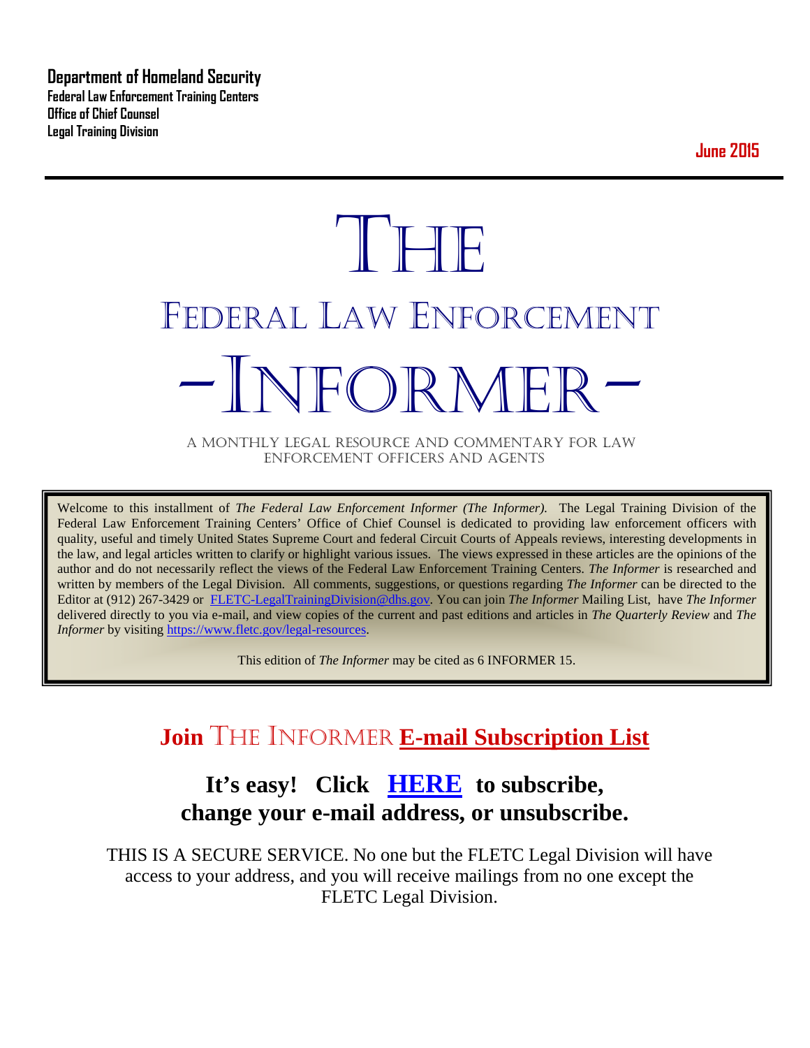**Department of Homeland Security**
**Federal Law Enforcement Training Centers**
**Office of Chief Counsel**
**Legal Training Division**

**June 2015**

# THE FEDERAL LAW ENFORCEMENT -INFORMER-

A MONTHLY LEGAL RESOURCE AND COMMENTARY FOR LAW ENFORCEMENT OFFICERS AND AGENTS

Welcome to this installment of *The Federal Law Enforcement Informer (The Informer).* The Legal Training Division of the Federal Law Enforcement Training Centers' Office of Chief Counsel is dedicated to providing law enforcement officers with quality, useful and timely United States Supreme Court and federal Circuit Courts of Appeals reviews, interesting developments in the law, and legal articles written to clarify or highlight various issues. The views expressed in these articles are the opinions of the author and do not necessarily reflect the views of the Federal Law Enforcement Training Centers. *The Informer* is researched and written by members of the Legal Division. All comments, suggestions, or questions regarding *The Informer* can be directed to the Editor at (912) 267-3429 or FLETC-LegalTrainingDivision@dhs.gov. You can join *The Informer* Mailing List, have *The Informer* delivered directly to you via e-mail, and view copies of the current and past editions and articles in *The Quarterly Review* and *The Informer* by visiting https://www.fletc.gov/legal-resources.

This edition of *The Informer* may be cited as 6 INFORMER 15.

## Join THE INFORMER E-mail Subscription List

### It's easy! Click HERE to subscribe, change your e-mail address, or unsubscribe.

THIS IS A SECURE SERVICE. No one but the FLETC Legal Division will have access to your address, and you will receive mailings from no one except the FLETC Legal Division.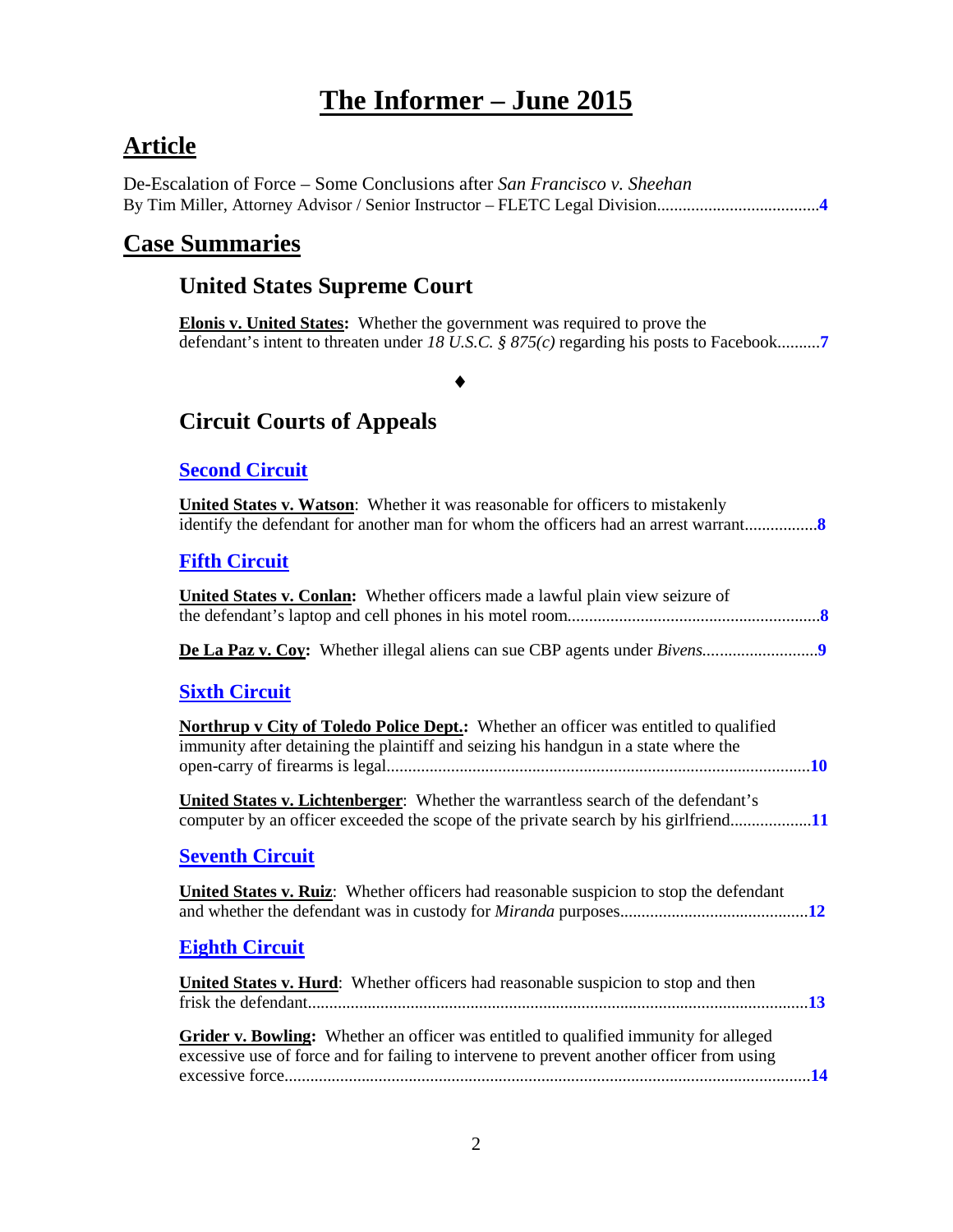# The Informer – June 2015

## Article

De-Escalation of Force – Some Conclusions after *San Francisco v. Sheehan*
By Tim Miller, Attorney Advisor / Senior Instructor – FLETC Legal Division......................................4

## Case Summaries

### United States Supreme Court

**Elonis v. United States:** Whether the government was required to prove the defendant's intent to threaten under *18 U.S.C. § 875(c)* regarding his posts to Facebook..........7

♦

### Circuit Courts of Appeals

#### Second Circuit

**United States v. Watson**: Whether it was reasonable for officers to mistakenly identify the defendant for another man for whom the officers had an arrest warrant.................8

#### Fifth Circuit

**United States v. Conlan:** Whether officers made a lawful plain view seizure of the defendant's laptop and cell phones in his motel room...........................................................8

**De La Paz v. Coy:** Whether illegal aliens can sue CBP agents under *Bivens*...........................9

#### Sixth Circuit

**Northrup v City of Toledo Police Dept.:** Whether an officer was entitled to qualified immunity after detaining the plaintiff and seizing his handgun in a state where the open-carry of firearms is legal...................................................................................................10

**United States v. Lichtenberger**: Whether the warrantless search of the defendant's computer by an officer exceeded the scope of the private search by his girlfriend...................11

#### Seventh Circuit

**United States v. Ruiz**: Whether officers had reasonable suspicion to stop the defendant and whether the defendant was in custody for *Miranda* purposes............................................12

#### Eighth Circuit

**United States v. Hurd**: Whether officers had reasonable suspicion to stop and then frisk the defendant.....................................................................................................................13

**Grider v. Bowling:** Whether an officer was entitled to qualified immunity for alleged excessive use of force and for failing to intervene to prevent another officer from using excessive force...........................................................................................................................14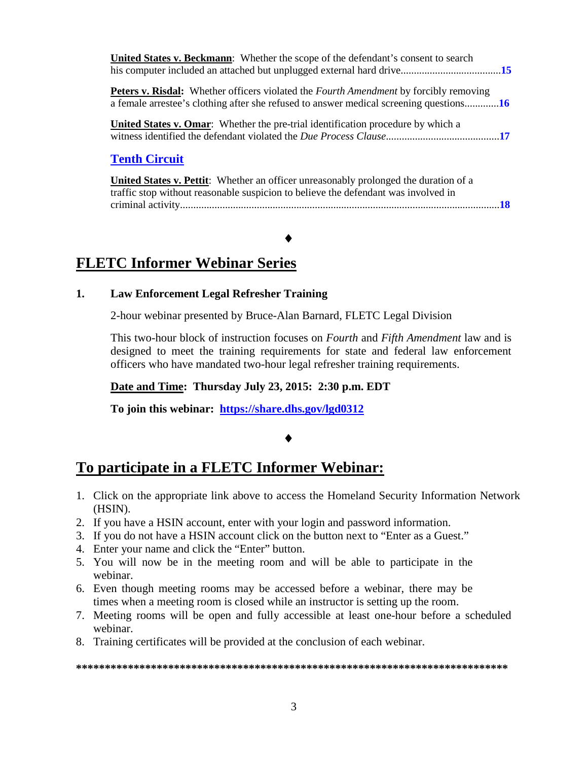**United States v. Beckmann**: Whether the scope of the defendant's consent to search his computer included an attached but unplugged external hard drive......................................**15**

**Peters v. Risdal:** Whether officers violated the *Fourth Amendment* by forcibly removing a female arrestee's clothing after she refused to answer medical screening questions............**16**

**United States v. Omar**: Whether the pre-trial identification procedure by which a witness identified the defendant violated the *Due Process Clause*...........................................**17**

### Tenth Circuit

**United States v. Pettit**: Whether an officer unreasonably prolonged the duration of a traffic stop without reasonable suspicion to believe the defendant was involved in criminal activity........................................................................................................................**18**

♦

## FLETC Informer Webinar Series

**1. Law Enforcement Legal Refresher Training**

2-hour webinar presented by Bruce-Alan Barnard, FLETC Legal Division

This two-hour block of instruction focuses on *Fourth* and *Fifth Amendment* law and is designed to meet the training requirements for state and federal law enforcement officers who have mandated two-hour legal refresher training requirements.

**Date and Time: Thursday July 23, 2015: 2:30 p.m. EDT**

**To join this webinar: https://share.dhs.gov/lgd0312**

♦

## To participate in a FLETC Informer Webinar:

1. Click on the appropriate link above to access the Homeland Security Information Network (HSIN).
2. If you have a HSIN account, enter with your login and password information.
3. If you do not have a HSIN account click on the button next to "Enter as a Guest."
4. Enter your name and click the "Enter" button.
5. You will now be in the meeting room and will be able to participate in the webinar.
6. Even though meeting rooms may be accessed before a webinar, there may be times when a meeting room is closed while an instructor is setting up the room.
7. Meeting rooms will be open and fully accessible at least one-hour before a scheduled webinar.
8. Training certificates will be provided at the conclusion of each webinar.

**\*\*\*\*\*\*\*\*\*\*\*\*\*\*\*\*\*\*\*\*\*\*\*\*\*\*\*\*\*\*\*\*\*\*\*\*\*\*\*\*\*\*\*\*\*\*\*\*\*\*\*\*\*\*\*\*\*\*\*\*\*\*\*\*\*\*\*\*\*\*\*\*\*\*\*\*\*\*\*\***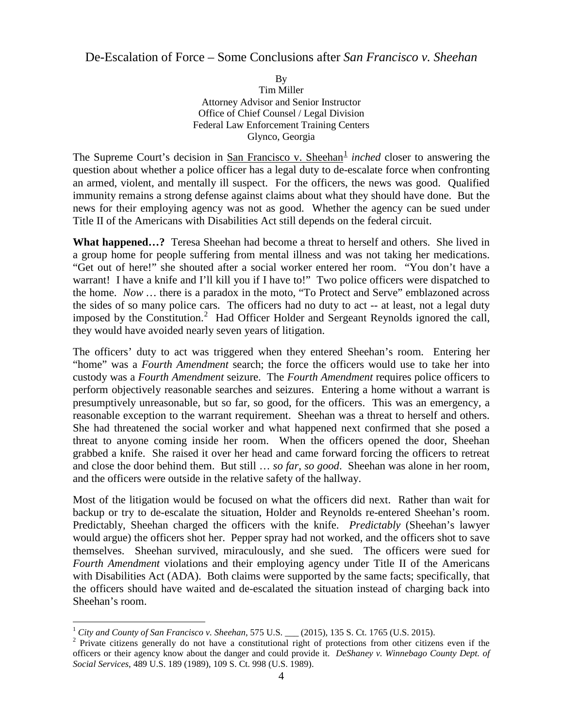# De-Escalation of Force – Some Conclusions after *San Francisco v. Sheehan*

By
Tim Miller
Attorney Advisor and Senior Instructor
Office of Chief Counsel / Legal Division
Federal Law Enforcement Training Centers
Glynco, Georgia

The Supreme Court's decision in San Francisco v. Sheehan[1] *inched* closer to answering the question about whether a police officer has a legal duty to de-escalate force when confronting an armed, violent, and mentally ill suspect. For the officers, the news was good. Qualified immunity remains a strong defense against claims about what they should have done. But the news for their employing agency was not as good. Whether the agency can be sued under Title II of the Americans with Disabilities Act still depends on the federal circuit.

**What happened…?** Teresa Sheehan had become a threat to herself and others. She lived in a group home for people suffering from mental illness and was not taking her medications. "Get out of here!" she shouted after a social worker entered her room. "You don't have a warrant! I have a knife and I'll kill you if I have to!" Two police officers were dispatched to the home. *Now* … there is a paradox in the moto, "To Protect and Serve" emblazoned across the sides of so many police cars. The officers had no duty to act -- at least, not a legal duty imposed by the Constitution.[2] Had Officer Holder and Sergeant Reynolds ignored the call, they would have avoided nearly seven years of litigation.

The officers' duty to act was triggered when they entered Sheehan's room. Entering her "home" was a *Fourth Amendment* search; the force the officers would use to take her into custody was a *Fourth Amendment* seizure. The *Fourth Amendment* requires police officers to perform objectively reasonable searches and seizures. Entering a home without a warrant is presumptively unreasonable, but so far, so good, for the officers. This was an emergency, a reasonable exception to the warrant requirement. Sheehan was a threat to herself and others. She had threatened the social worker and what happened next confirmed that she posed a threat to anyone coming inside her room. When the officers opened the door, Sheehan grabbed a knife. She raised it over her head and came forward forcing the officers to retreat and close the door behind them. But still … *so far, so good*. Sheehan was alone in her room, and the officers were outside in the relative safety of the hallway.

Most of the litigation would be focused on what the officers did next. Rather than wait for backup or try to de-escalate the situation, Holder and Reynolds re-entered Sheehan's room. Predictably, Sheehan charged the officers with the knife. *Predictably* (Sheehan's lawyer would argue) the officers shot her. Pepper spray had not worked, and the officers shot to save themselves. Sheehan survived, miraculously, and she sued. The officers were sued for *Fourth Amendment* violations and their employing agency under Title II of the Americans with Disabilities Act (ADA). Both claims were supported by the same facts; specifically, that the officers should have waited and de-escalated the situation instead of charging back into Sheehan's room.

---

[1] *City and County of San Francisco v. Sheehan*, 575 U.S. ___ (2015), 135 S. Ct. 1765 (U.S. 2015).

[2] Private citizens generally do not have a constitutional right of protections from other citizens even if the officers or their agency know about the danger and could provide it. *DeShaney v. Winnebago County Dept. of Social Services*, 489 U.S. 189 (1989), 109 S. Ct. 998 (U.S. 1989).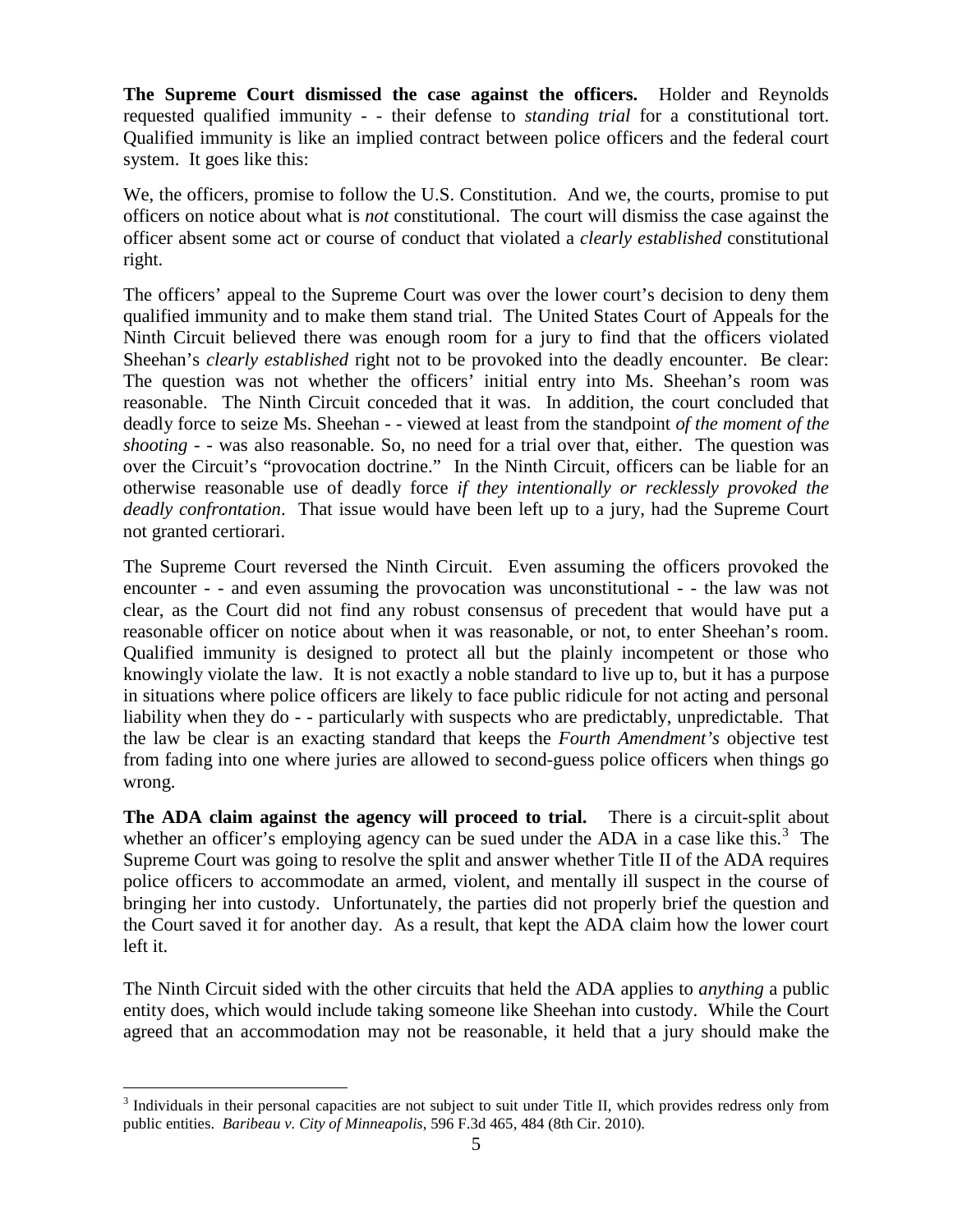**The Supreme Court dismissed the case against the officers.** Holder and Reynolds requested qualified immunity - - their defense to *standing trial* for a constitutional tort. Qualified immunity is like an implied contract between police officers and the federal court system. It goes like this:

We, the officers, promise to follow the U.S. Constitution. And we, the courts, promise to put officers on notice about what is *not* constitutional. The court will dismiss the case against the officer absent some act or course of conduct that violated a *clearly established* constitutional right.

The officers' appeal to the Supreme Court was over the lower court's decision to deny them qualified immunity and to make them stand trial. The United States Court of Appeals for the Ninth Circuit believed there was enough room for a jury to find that the officers violated Sheehan's *clearly established* right not to be provoked into the deadly encounter. Be clear: The question was not whether the officers' initial entry into Ms. Sheehan's room was reasonable. The Ninth Circuit conceded that it was. In addition, the court concluded that deadly force to seize Ms. Sheehan - - viewed at least from the standpoint *of the moment of the shooting* - - was also reasonable. So, no need for a trial over that, either. The question was over the Circuit's "provocation doctrine." In the Ninth Circuit, officers can be liable for an otherwise reasonable use of deadly force *if they intentionally or recklessly provoked the deadly confrontation*. That issue would have been left up to a jury, had the Supreme Court not granted certiorari.

The Supreme Court reversed the Ninth Circuit. Even assuming the officers provoked the encounter - - and even assuming the provocation was unconstitutional - - the law was not clear, as the Court did not find any robust consensus of precedent that would have put a reasonable officer on notice about when it was reasonable, or not, to enter Sheehan's room. Qualified immunity is designed to protect all but the plainly incompetent or those who knowingly violate the law. It is not exactly a noble standard to live up to, but it has a purpose in situations where police officers are likely to face public ridicule for not acting and personal liability when they do - - particularly with suspects who are predictably, unpredictable. That the law be clear is an exacting standard that keeps the *Fourth Amendment's* objective test from fading into one where juries are allowed to second-guess police officers when things go wrong.

**The ADA claim against the agency will proceed to trial.** There is a circuit-split about whether an officer's employing agency can be sued under the ADA in a case like this.[3] The Supreme Court was going to resolve the split and answer whether Title II of the ADA requires police officers to accommodate an armed, violent, and mentally ill suspect in the course of bringing her into custody. Unfortunately, the parties did not properly brief the question and the Court saved it for another day. As a result, that kept the ADA claim how the lower court left it.

The Ninth Circuit sided with the other circuits that held the ADA applies to *anything* a public entity does, which would include taking someone like Sheehan into custody. While the Court agreed that an accommodation may not be reasonable, it held that a jury should make the

---

[3] Individuals in their personal capacities are not subject to suit under Title II, which provides redress only from public entities. *Baribeau v. City of Minneapolis*, 596 F.3d 465, 484 (8th Cir. 2010).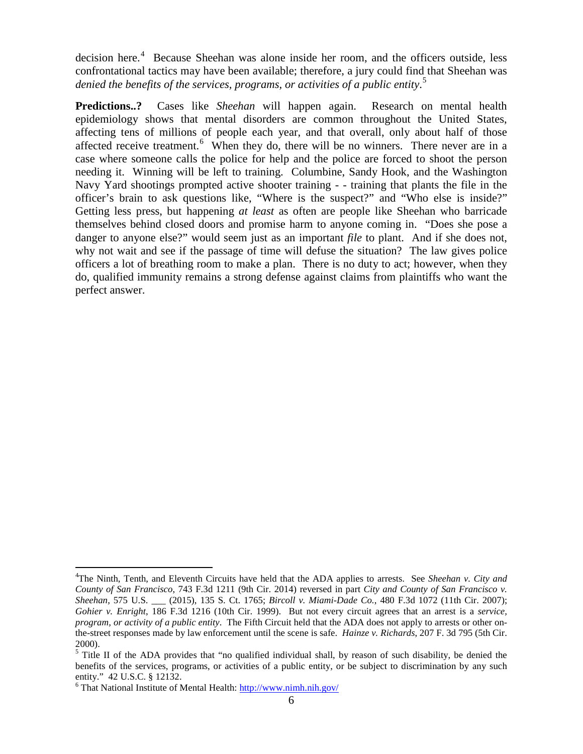decision here.[4] Because Sheehan was alone inside her room, and the officers outside, less confrontational tactics may have been available; therefore, a jury could find that Sheehan was *denied the benefits of the services, programs, or activities of a public entity*.[5]

**Predictions..?** Cases like *Sheehan* will happen again. Research on mental health epidemiology shows that mental disorders are common throughout the United States, affecting tens of millions of people each year, and that overall, only about half of those affected receive treatment.[6] When they do, there will be no winners. There never are in a case where someone calls the police for help and the police are forced to shoot the person needing it. Winning will be left to training. Columbine, Sandy Hook, and the Washington Navy Yard shootings prompted active shooter training - - training that plants the file in the officer's brain to ask questions like, "Where is the suspect?" and "Who else is inside?" Getting less press, but happening *at least* as often are people like Sheehan who barricade themselves behind closed doors and promise harm to anyone coming in. "Does she pose a danger to anyone else?" would seem just as an important *file* to plant. And if she does not, why not wait and see if the passage of time will defuse the situation? The law gives police officers a lot of breathing room to make a plan. There is no duty to act; however, when they do, qualified immunity remains a strong defense against claims from plaintiffs who want the perfect answer.

---

[4]The Ninth, Tenth, and Eleventh Circuits have held that the ADA applies to arrests. See *Sheehan v. City and County of San Francisco*, 743 F.3d 1211 (9th Cir. 2014) reversed in part *City and County of San Francisco v. Sheehan,* 575 U.S. ___ (2015), 135 S. Ct. 1765; *Bircoll v. Miami-Dade Co.*, 480 F.3d 1072 (11th Cir. 2007); *Gohier v. Enright*, 186 F.3d 1216 (10th Cir. 1999). But not every circuit agrees that an arrest is a *service, program, or activity of a public entity*. The Fifth Circuit held that the ADA does not apply to arrests or other on-the-street responses made by law enforcement until the scene is safe. *Hainze v. Richards,* 207 F. 3d 795 (5th Cir. 2000).

[5] Title II of the ADA provides that "no qualified individual shall, by reason of such disability, be denied the benefits of the services, programs, or activities of a public entity, or be subject to discrimination by any such entity." 42 U.S.C. § 12132.

[6] That National Institute of Mental Health: http://www.nimh.nih.gov/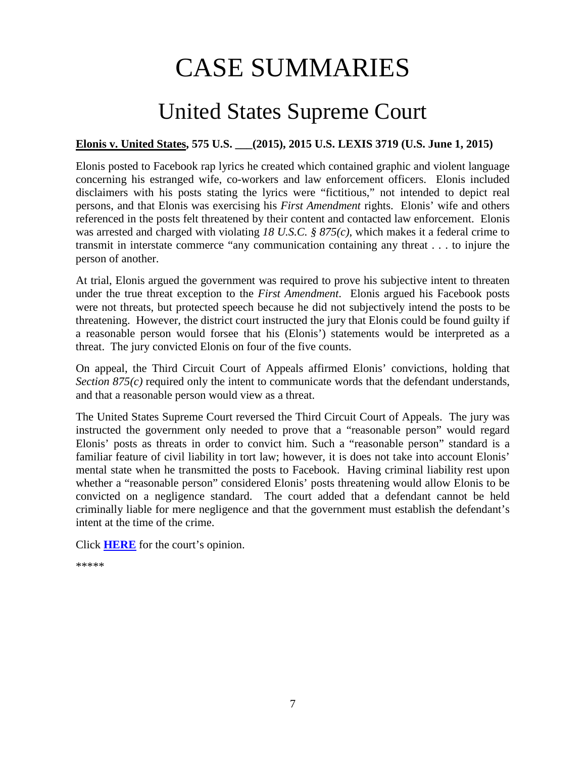# CASE SUMMARIES

## United States Supreme Court

**<u>Elonis v. United States</u>, 575 U.S. ___(2015), 2015 U.S. LEXIS 3719 (U.S. June 1, 2015)**

Elonis posted to Facebook rap lyrics he created which contained graphic and violent language concerning his estranged wife, co-workers and law enforcement officers. Elonis included disclaimers with his posts stating the lyrics were "fictitious," not intended to depict real persons, and that Elonis was exercising his *First Amendment* rights. Elonis' wife and others referenced in the posts felt threatened by their content and contacted law enforcement. Elonis was arrested and charged with violating *18 U.S.C. § 875(c)*, which makes it a federal crime to transmit in interstate commerce "any communication containing any threat . . . to injure the person of another.

At trial, Elonis argued the government was required to prove his subjective intent to threaten under the true threat exception to the *First Amendment*. Elonis argued his Facebook posts were not threats, but protected speech because he did not subjectively intend the posts to be threatening. However, the district court instructed the jury that Elonis could be found guilty if a reasonable person would forsee that his (Elonis') statements would be interpreted as a threat. The jury convicted Elonis on four of the five counts.

On appeal, the Third Circuit Court of Appeals affirmed Elonis' convictions, holding that *Section 875(c)* required only the intent to communicate words that the defendant understands, and that a reasonable person would view as a threat.

The United States Supreme Court reversed the Third Circuit Court of Appeals. The jury was instructed the government only needed to prove that a "reasonable person" would regard Elonis' posts as threats in order to convict him. Such a "reasonable person" standard is a familiar feature of civil liability in tort law; however, it is does not take into account Elonis' mental state when he transmitted the posts to Facebook. Having criminal liability rest upon whether a "reasonable person" considered Elonis' posts threatening would allow Elonis to be convicted on a negligence standard. The court added that a defendant cannot be held criminally liable for mere negligence and that the government must establish the defendant's intent at the time of the crime.

Click **HERE** for the court's opinion.

*****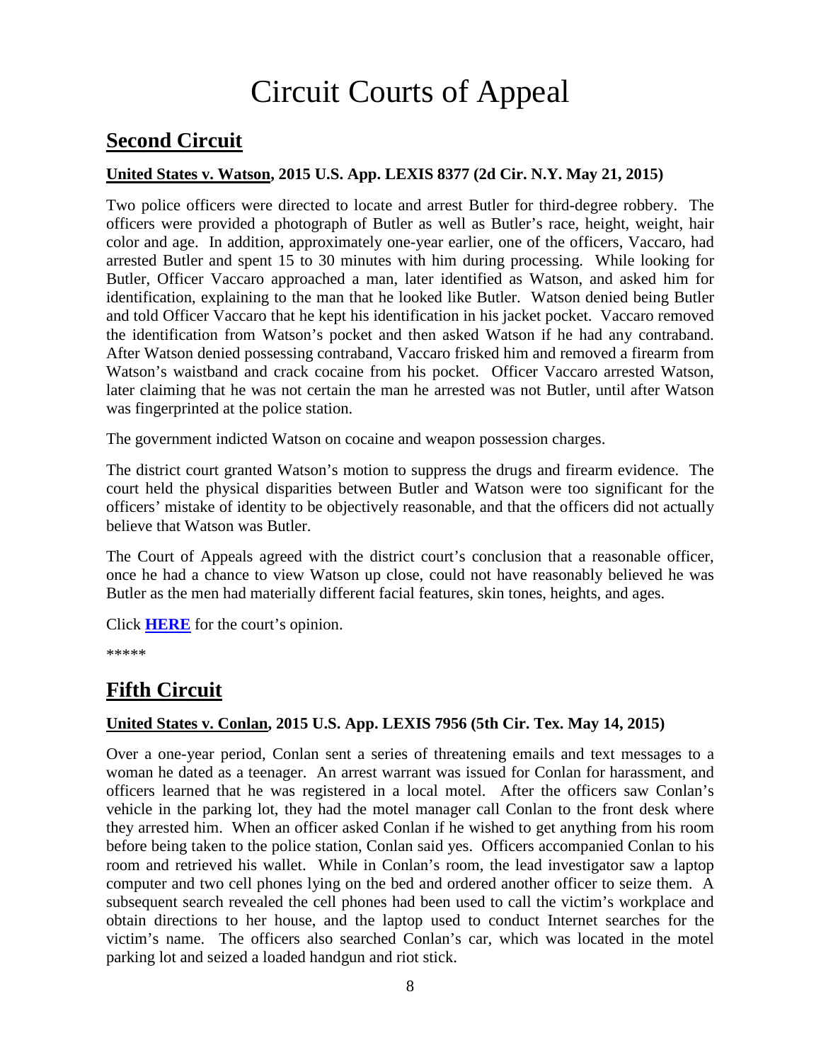# Circuit Courts of Appeal

## Second Circuit

**United States v. Watson, 2015 U.S. App. LEXIS 8377 (2d Cir. N.Y. May 21, 2015)**

Two police officers were directed to locate and arrest Butler for third-degree robbery. The officers were provided a photograph of Butler as well as Butler's race, height, weight, hair color and age. In addition, approximately one-year earlier, one of the officers, Vaccaro, had arrested Butler and spent 15 to 30 minutes with him during processing. While looking for Butler, Officer Vaccaro approached a man, later identified as Watson, and asked him for identification, explaining to the man that he looked like Butler. Watson denied being Butler and told Officer Vaccaro that he kept his identification in his jacket pocket. Vaccaro removed the identification from Watson's pocket and then asked Watson if he had any contraband. After Watson denied possessing contraband, Vaccaro frisked him and removed a firearm from Watson's waistband and crack cocaine from his pocket. Officer Vaccaro arrested Watson, later claiming that he was not certain the man he arrested was not Butler, until after Watson was fingerprinted at the police station.

The government indicted Watson on cocaine and weapon possession charges.

The district court granted Watson's motion to suppress the drugs and firearm evidence. The court held the physical disparities between Butler and Watson were too significant for the officers' mistake of identity to be objectively reasonable, and that the officers did not actually believe that Watson was Butler.

The Court of Appeals agreed with the district court's conclusion that a reasonable officer, once he had a chance to view Watson up close, could not have reasonably believed he was Butler as the men had materially different facial features, skin tones, heights, and ages.

Click **HERE** for the court's opinion.

*****

## Fifth Circuit

**United States v. Conlan, 2015 U.S. App. LEXIS 7956 (5th Cir. Tex. May 14, 2015)**

Over a one-year period, Conlan sent a series of threatening emails and text messages to a woman he dated as a teenager. An arrest warrant was issued for Conlan for harassment, and officers learned that he was registered in a local motel. After the officers saw Conlan's vehicle in the parking lot, they had the motel manager call Conlan to the front desk where they arrested him. When an officer asked Conlan if he wished to get anything from his room before being taken to the police station, Conlan said yes. Officers accompanied Conlan to his room and retrieved his wallet. While in Conlan's room, the lead investigator saw a laptop computer and two cell phones lying on the bed and ordered another officer to seize them. A subsequent search revealed the cell phones had been used to call the victim's workplace and obtain directions to her house, and the laptop used to conduct Internet searches for the victim's name. The officers also searched Conlan's car, which was located in the motel parking lot and seized a loaded handgun and riot stick.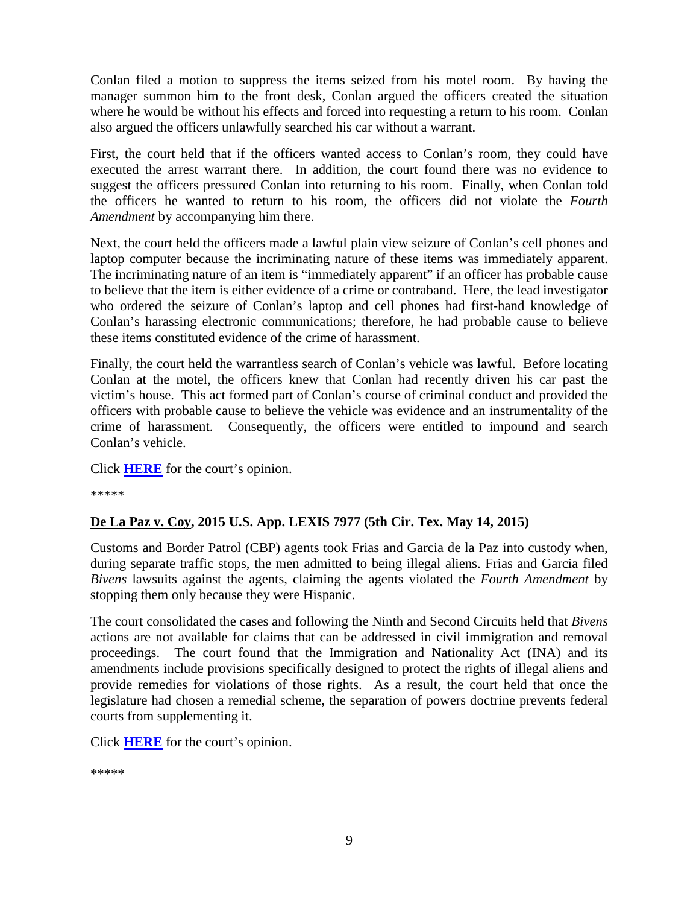Conlan filed a motion to suppress the items seized from his motel room. By having the manager summon him to the front desk, Conlan argued the officers created the situation where he would be without his effects and forced into requesting a return to his room. Conlan also argued the officers unlawfully searched his car without a warrant.

First, the court held that if the officers wanted access to Conlan's room, they could have executed the arrest warrant there. In addition, the court found there was no evidence to suggest the officers pressured Conlan into returning to his room. Finally, when Conlan told the officers he wanted to return to his room, the officers did not violate the *Fourth Amendment* by accompanying him there.

Next, the court held the officers made a lawful plain view seizure of Conlan's cell phones and laptop computer because the incriminating nature of these items was immediately apparent. The incriminating nature of an item is "immediately apparent" if an officer has probable cause to believe that the item is either evidence of a crime or contraband. Here, the lead investigator who ordered the seizure of Conlan's laptop and cell phones had first-hand knowledge of Conlan's harassing electronic communications; therefore, he had probable cause to believe these items constituted evidence of the crime of harassment.

Finally, the court held the warrantless search of Conlan's vehicle was lawful. Before locating Conlan at the motel, the officers knew that Conlan had recently driven his car past the victim's house. This act formed part of Conlan's course of criminal conduct and provided the officers with probable cause to believe the vehicle was evidence and an instrumentality of the crime of harassment. Consequently, the officers were entitled to impound and search Conlan's vehicle.

Click **HERE** for the court's opinion.

*****

### De La Paz v. Coy, 2015 U.S. App. LEXIS 7977 (5th Cir. Tex. May 14, 2015)

Customs and Border Patrol (CBP) agents took Frias and Garcia de la Paz into custody when, during separate traffic stops, the men admitted to being illegal aliens. Frias and Garcia filed *Bivens* lawsuits against the agents, claiming the agents violated the *Fourth Amendment* by stopping them only because they were Hispanic.

The court consolidated the cases and following the Ninth and Second Circuits held that *Bivens* actions are not available for claims that can be addressed in civil immigration and removal proceedings. The court found that the Immigration and Nationality Act (INA) and its amendments include provisions specifically designed to protect the rights of illegal aliens and provide remedies for violations of those rights. As a result, the court held that once the legislature had chosen a remedial scheme, the separation of powers doctrine prevents federal courts from supplementing it.

Click **HERE** for the court's opinion.

*****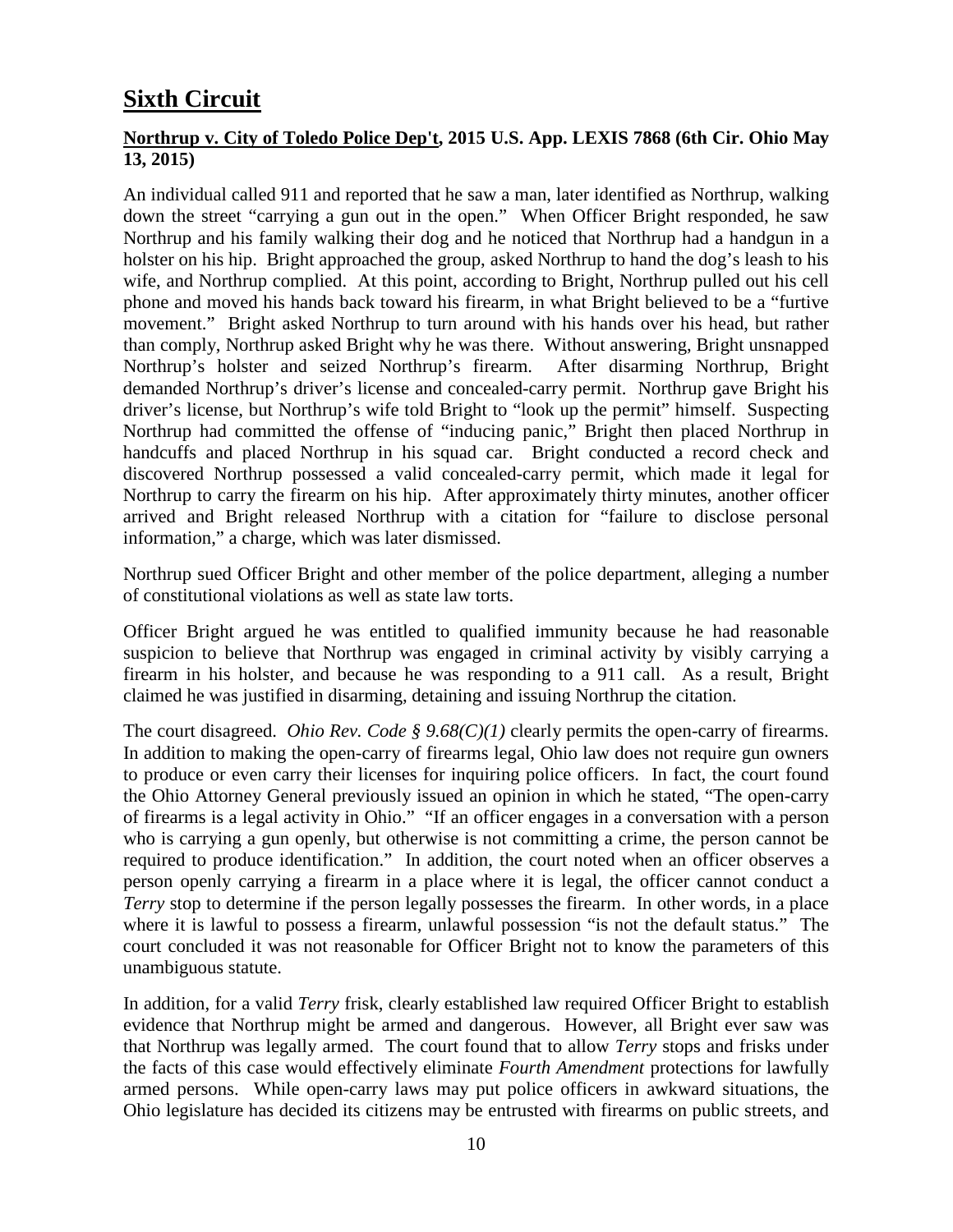# Sixth Circuit

**Northrup v. City of Toledo Police Dep't, 2015 U.S. App. LEXIS 7868 (6th Cir. Ohio May 13, 2015)**

An individual called 911 and reported that he saw a man, later identified as Northrup, walking down the street "carrying a gun out in the open." When Officer Bright responded, he saw Northrup and his family walking their dog and he noticed that Northrup had a handgun in a holster on his hip. Bright approached the group, asked Northrup to hand the dog's leash to his wife, and Northrup complied. At this point, according to Bright, Northrup pulled out his cell phone and moved his hands back toward his firearm, in what Bright believed to be a "furtive movement." Bright asked Northrup to turn around with his hands over his head, but rather than comply, Northrup asked Bright why he was there. Without answering, Bright unsnapped Northrup's holster and seized Northrup's firearm. After disarming Northrup, Bright demanded Northrup's driver's license and concealed-carry permit. Northrup gave Bright his driver's license, but Northrup's wife told Bright to "look up the permit" himself. Suspecting Northrup had committed the offense of "inducing panic," Bright then placed Northrup in handcuffs and placed Northrup in his squad car. Bright conducted a record check and discovered Northrup possessed a valid concealed-carry permit, which made it legal for Northrup to carry the firearm on his hip. After approximately thirty minutes, another officer arrived and Bright released Northrup with a citation for "failure to disclose personal information," a charge, which was later dismissed.

Northrup sued Officer Bright and other member of the police department, alleging a number of constitutional violations as well as state law torts.

Officer Bright argued he was entitled to qualified immunity because he had reasonable suspicion to believe that Northrup was engaged in criminal activity by visibly carrying a firearm in his holster, and because he was responding to a 911 call. As a result, Bright claimed he was justified in disarming, detaining and issuing Northrup the citation.

The court disagreed. *Ohio Rev. Code § 9.68(C)(1)* clearly permits the open-carry of firearms. In addition to making the open-carry of firearms legal, Ohio law does not require gun owners to produce or even carry their licenses for inquiring police officers. In fact, the court found the Ohio Attorney General previously issued an opinion in which he stated, "The open-carry of firearms is a legal activity in Ohio." "If an officer engages in a conversation with a person who is carrying a gun openly, but otherwise is not committing a crime, the person cannot be required to produce identification." In addition, the court noted when an officer observes a person openly carrying a firearm in a place where it is legal, the officer cannot conduct a *Terry* stop to determine if the person legally possesses the firearm. In other words, in a place where it is lawful to possess a firearm, unlawful possession "is not the default status." The court concluded it was not reasonable for Officer Bright not to know the parameters of this unambiguous statute.

In addition, for a valid *Terry* frisk, clearly established law required Officer Bright to establish evidence that Northrup might be armed and dangerous. However, all Bright ever saw was that Northrup was legally armed. The court found that to allow *Terry* stops and frisks under the facts of this case would effectively eliminate *Fourth Amendment* protections for lawfully armed persons. While open-carry laws may put police officers in awkward situations, the Ohio legislature has decided its citizens may be entrusted with firearms on public streets, and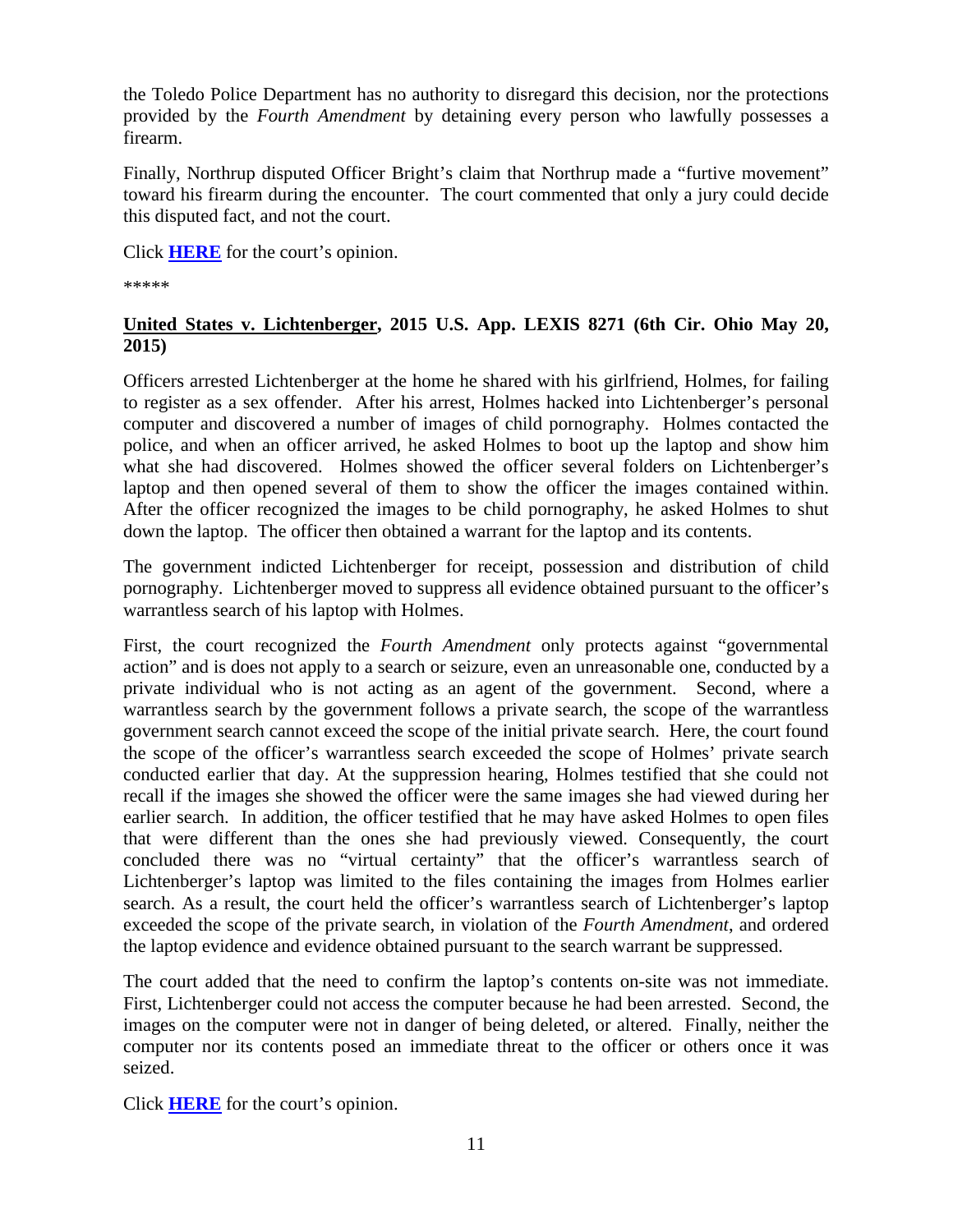the Toledo Police Department has no authority to disregard this decision, nor the protections provided by the *Fourth Amendment* by detaining every person who lawfully possesses a firearm.

Finally, Northrup disputed Officer Bright's claim that Northrup made a "furtive movement" toward his firearm during the encounter. The court commented that only a jury could decide this disputed fact, and not the court.

Click **HERE** for the court's opinion.

*****

**United States v. Lichtenberger, 2015 U.S. App. LEXIS 8271 (6th Cir. Ohio May 20, 2015)**

Officers arrested Lichtenberger at the home he shared with his girlfriend, Holmes, for failing to register as a sex offender. After his arrest, Holmes hacked into Lichtenberger's personal computer and discovered a number of images of child pornography. Holmes contacted the police, and when an officer arrived, he asked Holmes to boot up the laptop and show him what she had discovered. Holmes showed the officer several folders on Lichtenberger's laptop and then opened several of them to show the officer the images contained within. After the officer recognized the images to be child pornography, he asked Holmes to shut down the laptop. The officer then obtained a warrant for the laptop and its contents.

The government indicted Lichtenberger for receipt, possession and distribution of child pornography. Lichtenberger moved to suppress all evidence obtained pursuant to the officer's warrantless search of his laptop with Holmes.

First, the court recognized the *Fourth Amendment* only protects against "governmental action" and is does not apply to a search or seizure, even an unreasonable one, conducted by a private individual who is not acting as an agent of the government. Second, where a warrantless search by the government follows a private search, the scope of the warrantless government search cannot exceed the scope of the initial private search. Here, the court found the scope of the officer's warrantless search exceeded the scope of Holmes' private search conducted earlier that day. At the suppression hearing, Holmes testified that she could not recall if the images she showed the officer were the same images she had viewed during her earlier search. In addition, the officer testified that he may have asked Holmes to open files that were different than the ones she had previously viewed. Consequently, the court concluded there was no "virtual certainty" that the officer's warrantless search of Lichtenberger's laptop was limited to the files containing the images from Holmes earlier search. As a result, the court held the officer's warrantless search of Lichtenberger's laptop exceeded the scope of the private search, in violation of the *Fourth Amendment*, and ordered the laptop evidence and evidence obtained pursuant to the search warrant be suppressed.

The court added that the need to confirm the laptop's contents on-site was not immediate. First, Lichtenberger could not access the computer because he had been arrested. Second, the images on the computer were not in danger of being deleted, or altered. Finally, neither the computer nor its contents posed an immediate threat to the officer or others once it was seized.

Click **HERE** for the court's opinion.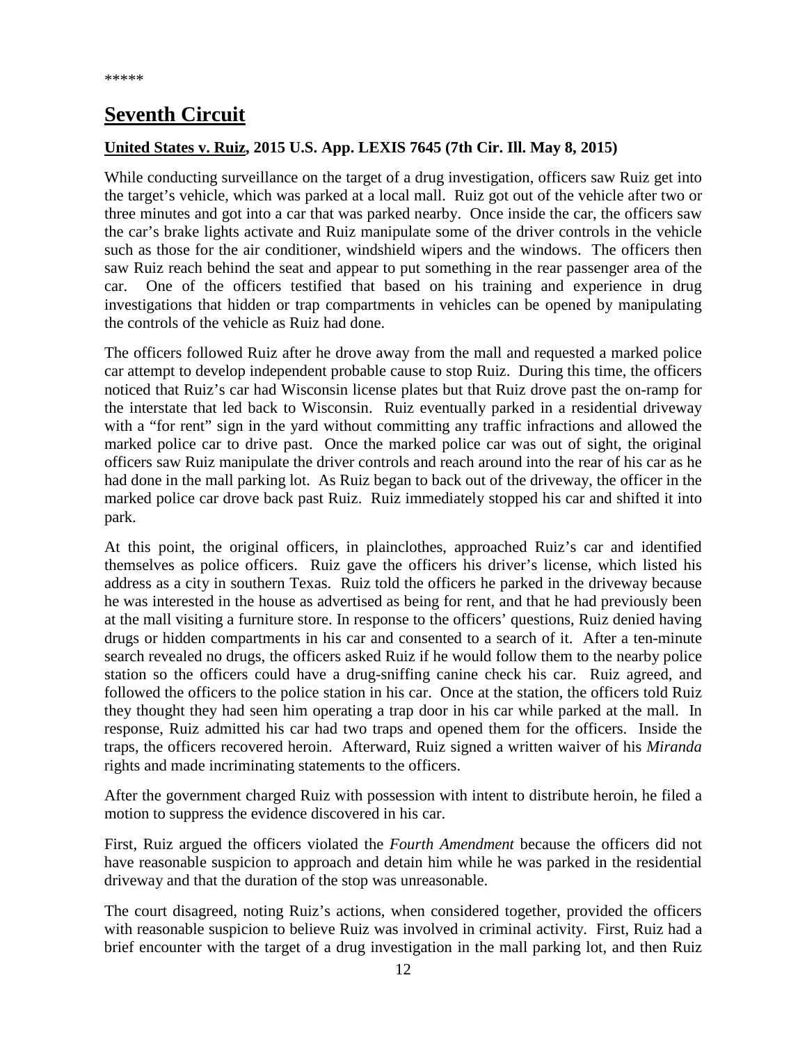*****

## Seventh Circuit

**United States v. Ruiz, 2015 U.S. App. LEXIS 7645 (7th Cir. Ill. May 8, 2015)**

While conducting surveillance on the target of a drug investigation, officers saw Ruiz get into the target's vehicle, which was parked at a local mall. Ruiz got out of the vehicle after two or three minutes and got into a car that was parked nearby. Once inside the car, the officers saw the car's brake lights activate and Ruiz manipulate some of the driver controls in the vehicle such as those for the air conditioner, windshield wipers and the windows. The officers then saw Ruiz reach behind the seat and appear to put something in the rear passenger area of the car. One of the officers testified that based on his training and experience in drug investigations that hidden or trap compartments in vehicles can be opened by manipulating the controls of the vehicle as Ruiz had done.

The officers followed Ruiz after he drove away from the mall and requested a marked police car attempt to develop independent probable cause to stop Ruiz. During this time, the officers noticed that Ruiz's car had Wisconsin license plates but that Ruiz drove past the on-ramp for the interstate that led back to Wisconsin. Ruiz eventually parked in a residential driveway with a "for rent" sign in the yard without committing any traffic infractions and allowed the marked police car to drive past. Once the marked police car was out of sight, the original officers saw Ruiz manipulate the driver controls and reach around into the rear of his car as he had done in the mall parking lot. As Ruiz began to back out of the driveway, the officer in the marked police car drove back past Ruiz. Ruiz immediately stopped his car and shifted it into park.

At this point, the original officers, in plainclothes, approached Ruiz's car and identified themselves as police officers. Ruiz gave the officers his driver's license, which listed his address as a city in southern Texas. Ruiz told the officers he parked in the driveway because he was interested in the house as advertised as being for rent, and that he had previously been at the mall visiting a furniture store. In response to the officers' questions, Ruiz denied having drugs or hidden compartments in his car and consented to a search of it. After a ten-minute search revealed no drugs, the officers asked Ruiz if he would follow them to the nearby police station so the officers could have a drug-sniffing canine check his car. Ruiz agreed, and followed the officers to the police station in his car. Once at the station, the officers told Ruiz they thought they had seen him operating a trap door in his car while parked at the mall. In response, Ruiz admitted his car had two traps and opened them for the officers. Inside the traps, the officers recovered heroin. Afterward, Ruiz signed a written waiver of his *Miranda* rights and made incriminating statements to the officers.

After the government charged Ruiz with possession with intent to distribute heroin, he filed a motion to suppress the evidence discovered in his car.

First, Ruiz argued the officers violated the *Fourth Amendment* because the officers did not have reasonable suspicion to approach and detain him while he was parked in the residential driveway and that the duration of the stop was unreasonable.

The court disagreed, noting Ruiz's actions, when considered together, provided the officers with reasonable suspicion to believe Ruiz was involved in criminal activity. First, Ruiz had a brief encounter with the target of a drug investigation in the mall parking lot, and then Ruiz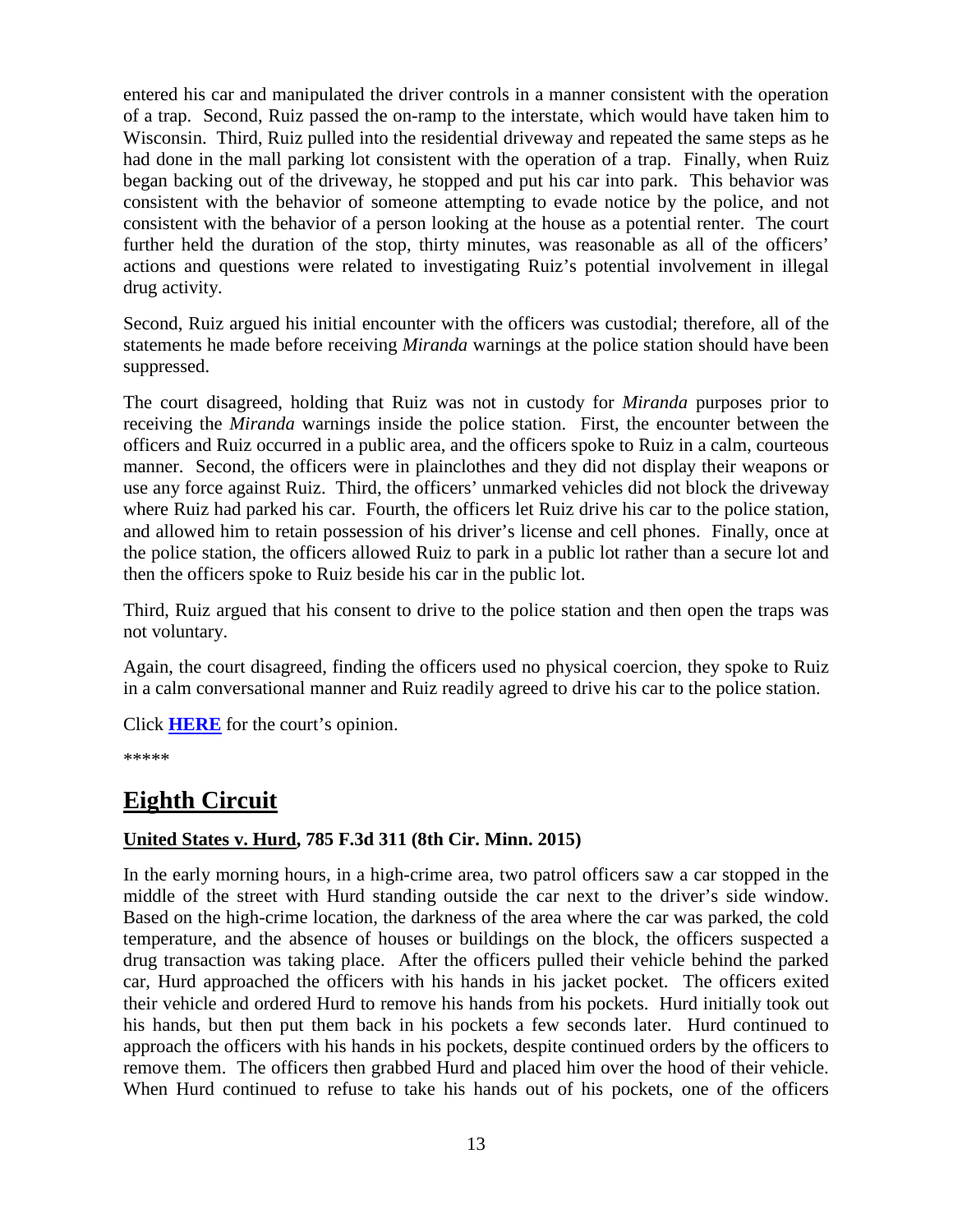entered his car and manipulated the driver controls in a manner consistent with the operation of a trap. Second, Ruiz passed the on-ramp to the interstate, which would have taken him to Wisconsin. Third, Ruiz pulled into the residential driveway and repeated the same steps as he had done in the mall parking lot consistent with the operation of a trap. Finally, when Ruiz began backing out of the driveway, he stopped and put his car into park. This behavior was consistent with the behavior of someone attempting to evade notice by the police, and not consistent with the behavior of a person looking at the house as a potential renter. The court further held the duration of the stop, thirty minutes, was reasonable as all of the officers' actions and questions were related to investigating Ruiz's potential involvement in illegal drug activity.

Second, Ruiz argued his initial encounter with the officers was custodial; therefore, all of the statements he made before receiving *Miranda* warnings at the police station should have been suppressed.

The court disagreed, holding that Ruiz was not in custody for *Miranda* purposes prior to receiving the *Miranda* warnings inside the police station. First, the encounter between the officers and Ruiz occurred in a public area, and the officers spoke to Ruiz in a calm, courteous manner. Second, the officers were in plainclothes and they did not display their weapons or use any force against Ruiz. Third, the officers' unmarked vehicles did not block the driveway where Ruiz had parked his car. Fourth, the officers let Ruiz drive his car to the police station, and allowed him to retain possession of his driver's license and cell phones. Finally, once at the police station, the officers allowed Ruiz to park in a public lot rather than a secure lot and then the officers spoke to Ruiz beside his car in the public lot.

Third, Ruiz argued that his consent to drive to the police station and then open the traps was not voluntary.

Again, the court disagreed, finding the officers used no physical coercion, they spoke to Ruiz in a calm conversational manner and Ruiz readily agreed to drive his car to the police station.

Click **HERE** for the court's opinion.

*****

# Eighth Circuit

### United States v. Hurd, 785 F.3d 311 (8th Cir. Minn. 2015)

In the early morning hours, in a high-crime area, two patrol officers saw a car stopped in the middle of the street with Hurd standing outside the car next to the driver's side window. Based on the high-crime location, the darkness of the area where the car was parked, the cold temperature, and the absence of houses or buildings on the block, the officers suspected a drug transaction was taking place. After the officers pulled their vehicle behind the parked car, Hurd approached the officers with his hands in his jacket pocket. The officers exited their vehicle and ordered Hurd to remove his hands from his pockets. Hurd initially took out his hands, but then put them back in his pockets a few seconds later. Hurd continued to approach the officers with his hands in his pockets, despite continued orders by the officers to remove them. The officers then grabbed Hurd and placed him over the hood of their vehicle. When Hurd continued to refuse to take his hands out of his pockets, one of the officers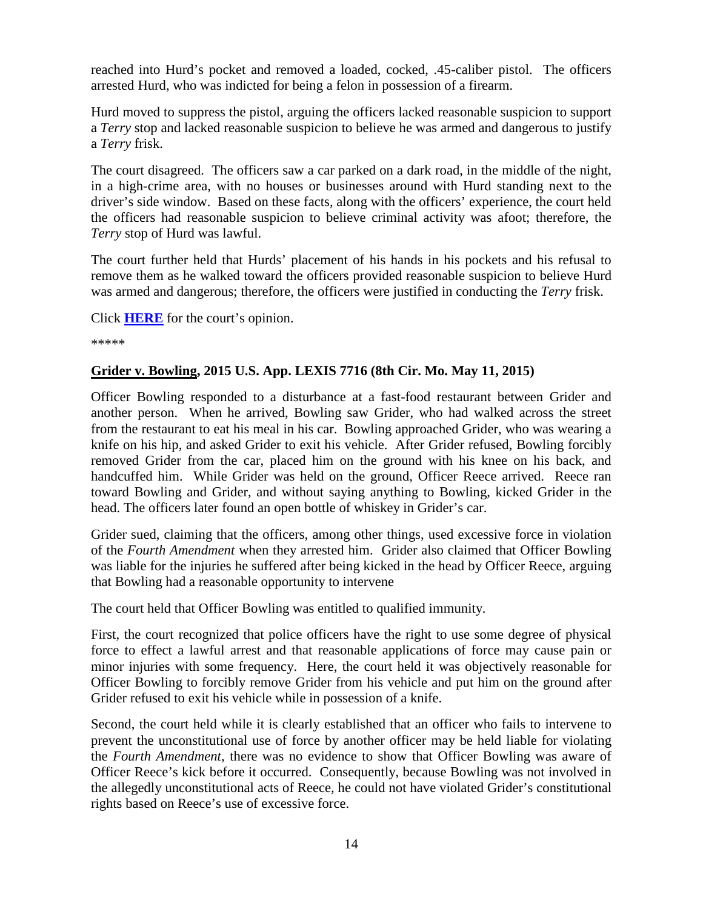reached into Hurd's pocket and removed a loaded, cocked, .45-caliber pistol. The officers arrested Hurd, who was indicted for being a felon in possession of a firearm.

Hurd moved to suppress the pistol, arguing the officers lacked reasonable suspicion to support a *Terry* stop and lacked reasonable suspicion to believe he was armed and dangerous to justify a *Terry* frisk.

The court disagreed. The officers saw a car parked on a dark road, in the middle of the night, in a high-crime area, with no houses or businesses around with Hurd standing next to the driver's side window. Based on these facts, along with the officers' experience, the court held the officers had reasonable suspicion to believe criminal activity was afoot; therefore, the *Terry* stop of Hurd was lawful.

The court further held that Hurds' placement of his hands in his pockets and his refusal to remove them as he walked toward the officers provided reasonable suspicion to believe Hurd was armed and dangerous; therefore, the officers were justified in conducting the *Terry* frisk.

Click **HERE** for the court's opinion.

*****

**Grider v. Bowling, 2015 U.S. App. LEXIS 7716 (8th Cir. Mo. May 11, 2015)**

Officer Bowling responded to a disturbance at a fast-food restaurant between Grider and another person. When he arrived, Bowling saw Grider, who had walked across the street from the restaurant to eat his meal in his car. Bowling approached Grider, who was wearing a knife on his hip, and asked Grider to exit his vehicle. After Grider refused, Bowling forcibly removed Grider from the car, placed him on the ground with his knee on his back, and handcuffed him. While Grider was held on the ground, Officer Reece arrived. Reece ran toward Bowling and Grider, and without saying anything to Bowling, kicked Grider in the head. The officers later found an open bottle of whiskey in Grider's car.

Grider sued, claiming that the officers, among other things, used excessive force in violation of the *Fourth Amendment* when they arrested him. Grider also claimed that Officer Bowling was liable for the injuries he suffered after being kicked in the head by Officer Reece, arguing that Bowling had a reasonable opportunity to intervene

The court held that Officer Bowling was entitled to qualified immunity.

First, the court recognized that police officers have the right to use some degree of physical force to effect a lawful arrest and that reasonable applications of force may cause pain or minor injuries with some frequency. Here, the court held it was objectively reasonable for Officer Bowling to forcibly remove Grider from his vehicle and put him on the ground after Grider refused to exit his vehicle while in possession of a knife.

Second, the court held while it is clearly established that an officer who fails to intervene to prevent the unconstitutional use of force by another officer may be held liable for violating the *Fourth Amendment*, there was no evidence to show that Officer Bowling was aware of Officer Reece's kick before it occurred. Consequently, because Bowling was not involved in the allegedly unconstitutional acts of Reece, he could not have violated Grider's constitutional rights based on Reece's use of excessive force.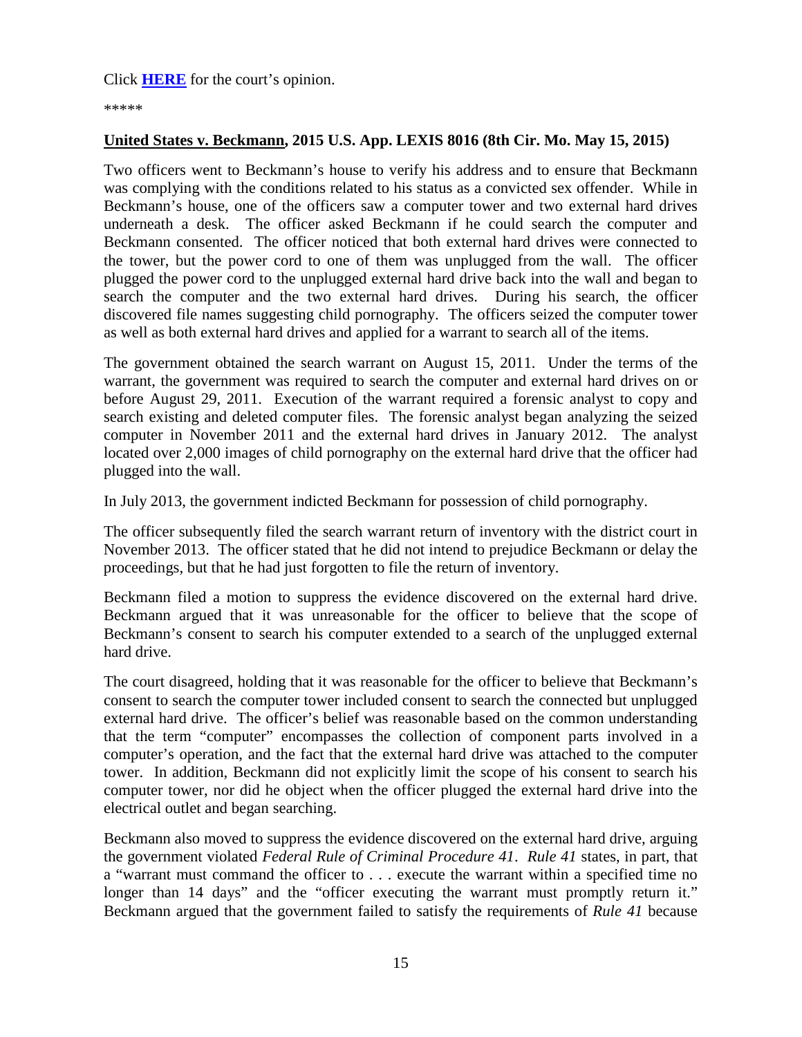Click **HERE** for the court's opinion.

*****

**United States v. Beckmann, 2015 U.S. App. LEXIS 8016 (8th Cir. Mo. May 15, 2015)**

Two officers went to Beckmann's house to verify his address and to ensure that Beckmann was complying with the conditions related to his status as a convicted sex offender. While in Beckmann's house, one of the officers saw a computer tower and two external hard drives underneath a desk. The officer asked Beckmann if he could search the computer and Beckmann consented. The officer noticed that both external hard drives were connected to the tower, but the power cord to one of them was unplugged from the wall. The officer plugged the power cord to the unplugged external hard drive back into the wall and began to search the computer and the two external hard drives. During his search, the officer discovered file names suggesting child pornography. The officers seized the computer tower as well as both external hard drives and applied for a warrant to search all of the items.

The government obtained the search warrant on August 15, 2011. Under the terms of the warrant, the government was required to search the computer and external hard drives on or before August 29, 2011. Execution of the warrant required a forensic analyst to copy and search existing and deleted computer files. The forensic analyst began analyzing the seized computer in November 2011 and the external hard drives in January 2012. The analyst located over 2,000 images of child pornography on the external hard drive that the officer had plugged into the wall.

In July 2013, the government indicted Beckmann for possession of child pornography.

The officer subsequently filed the search warrant return of inventory with the district court in November 2013. The officer stated that he did not intend to prejudice Beckmann or delay the proceedings, but that he had just forgotten to file the return of inventory.

Beckmann filed a motion to suppress the evidence discovered on the external hard drive. Beckmann argued that it was unreasonable for the officer to believe that the scope of Beckmann's consent to search his computer extended to a search of the unplugged external hard drive.

The court disagreed, holding that it was reasonable for the officer to believe that Beckmann's consent to search the computer tower included consent to search the connected but unplugged external hard drive. The officer's belief was reasonable based on the common understanding that the term "computer" encompasses the collection of component parts involved in a computer's operation, and the fact that the external hard drive was attached to the computer tower. In addition, Beckmann did not explicitly limit the scope of his consent to search his computer tower, nor did he object when the officer plugged the external hard drive into the electrical outlet and began searching.

Beckmann also moved to suppress the evidence discovered on the external hard drive, arguing the government violated *Federal Rule of Criminal Procedure 41*. *Rule 41* states, in part, that a "warrant must command the officer to . . . execute the warrant within a specified time no longer than 14 days" and the "officer executing the warrant must promptly return it." Beckmann argued that the government failed to satisfy the requirements of *Rule 41* because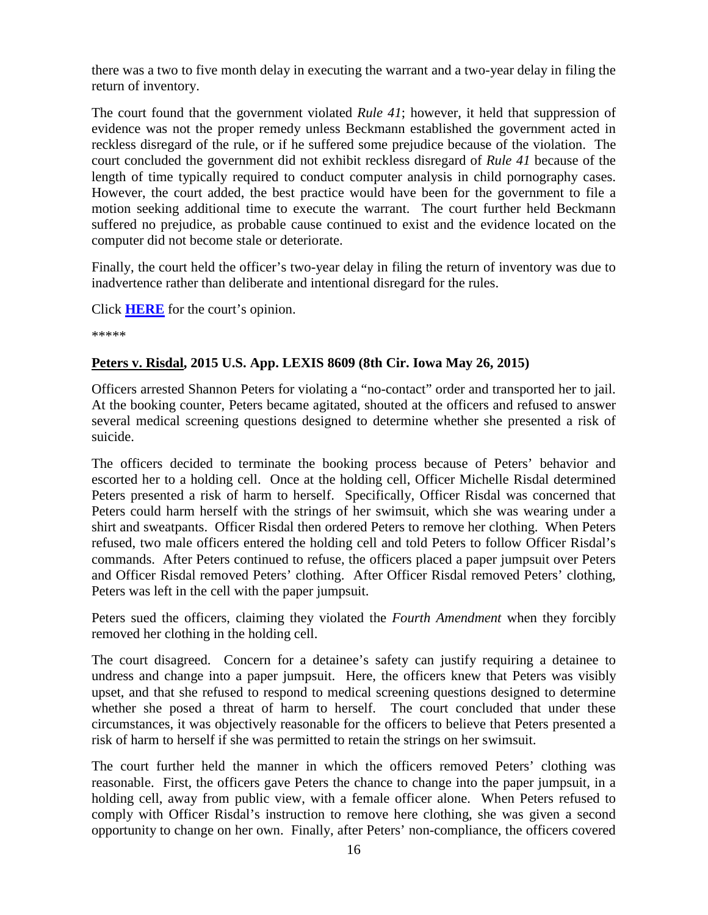there was a two to five month delay in executing the warrant and a two-year delay in filing the return of inventory.

The court found that the government violated *Rule 41*; however, it held that suppression of evidence was not the proper remedy unless Beckmann established the government acted in reckless disregard of the rule, or if he suffered some prejudice because of the violation. The court concluded the government did not exhibit reckless disregard of *Rule 41* because of the length of time typically required to conduct computer analysis in child pornography cases. However, the court added, the best practice would have been for the government to file a motion seeking additional time to execute the warrant. The court further held Beckmann suffered no prejudice, as probable cause continued to exist and the evidence located on the computer did not become stale or deteriorate.

Finally, the court held the officer's two-year delay in filing the return of inventory was due to inadvertence rather than deliberate and intentional disregard for the rules.

Click **HERE** for the court's opinion.

\*\*\*\*\*

### Peters v. Risdal, 2015 U.S. App. LEXIS 8609 (8th Cir. Iowa May 26, 2015)

Officers arrested Shannon Peters for violating a "no-contact" order and transported her to jail. At the booking counter, Peters became agitated, shouted at the officers and refused to answer several medical screening questions designed to determine whether she presented a risk of suicide.

The officers decided to terminate the booking process because of Peters' behavior and escorted her to a holding cell. Once at the holding cell, Officer Michelle Risdal determined Peters presented a risk of harm to herself. Specifically, Officer Risdal was concerned that Peters could harm herself with the strings of her swimsuit, which she was wearing under a shirt and sweatpants. Officer Risdal then ordered Peters to remove her clothing. When Peters refused, two male officers entered the holding cell and told Peters to follow Officer Risdal's commands. After Peters continued to refuse, the officers placed a paper jumpsuit over Peters and Officer Risdal removed Peters' clothing. After Officer Risdal removed Peters' clothing, Peters was left in the cell with the paper jumpsuit.

Peters sued the officers, claiming they violated the *Fourth Amendment* when they forcibly removed her clothing in the holding cell.

The court disagreed. Concern for a detainee's safety can justify requiring a detainee to undress and change into a paper jumpsuit. Here, the officers knew that Peters was visibly upset, and that she refused to respond to medical screening questions designed to determine whether she posed a threat of harm to herself. The court concluded that under these circumstances, it was objectively reasonable for the officers to believe that Peters presented a risk of harm to herself if she was permitted to retain the strings on her swimsuit.

The court further held the manner in which the officers removed Peters' clothing was reasonable. First, the officers gave Peters the chance to change into the paper jumpsuit, in a holding cell, away from public view, with a female officer alone. When Peters refused to comply with Officer Risdal's instruction to remove here clothing, she was given a second opportunity to change on her own. Finally, after Peters' non-compliance, the officers covered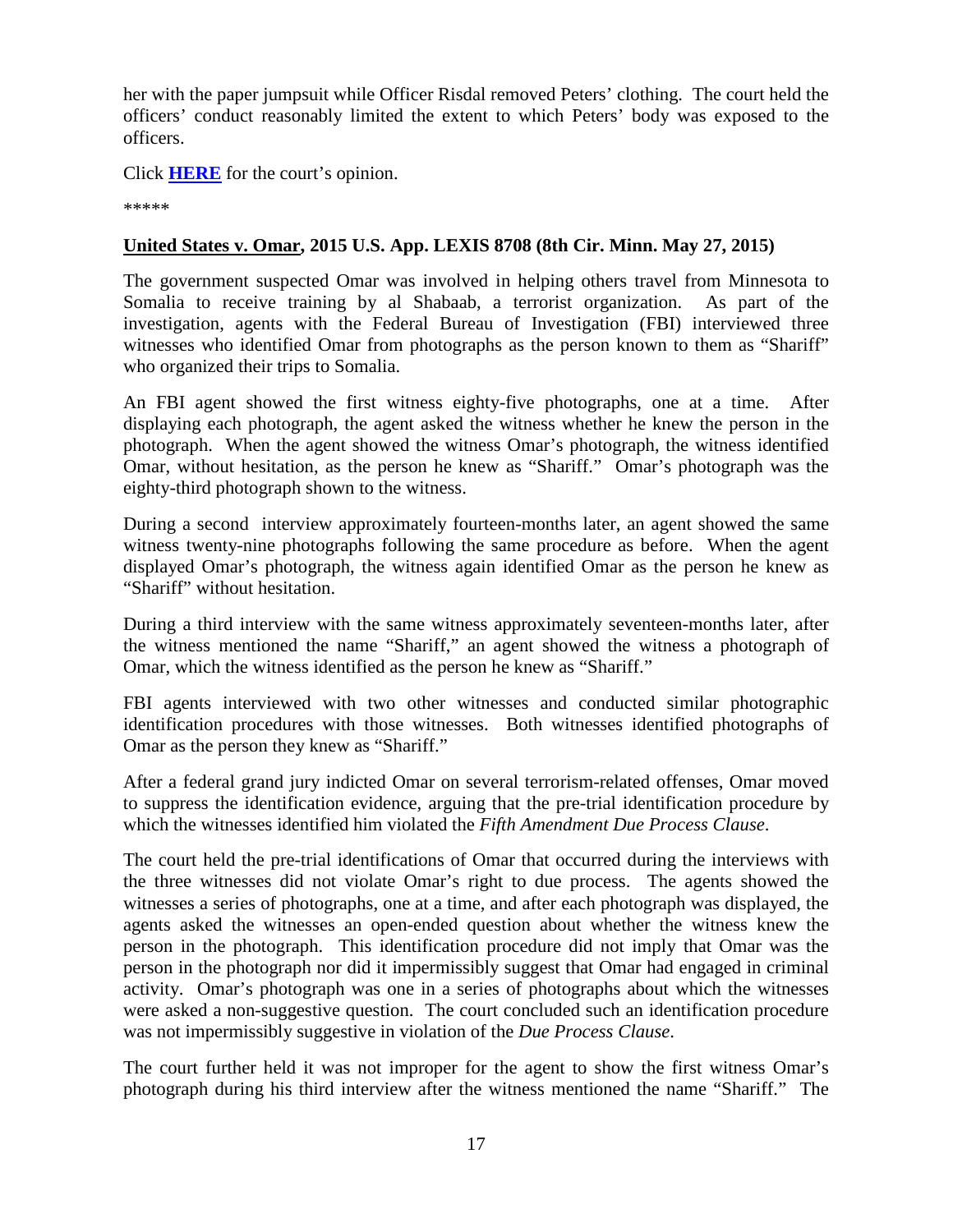her with the paper jumpsuit while Officer Risdal removed Peters' clothing. The court held the officers' conduct reasonably limited the extent to which Peters' body was exposed to the officers.

Click **HERE** for the court's opinion.

*****

**United States v. Omar, 2015 U.S. App. LEXIS 8708 (8th Cir. Minn. May 27, 2015)**

The government suspected Omar was involved in helping others travel from Minnesota to Somalia to receive training by al Shabaab, a terrorist organization. As part of the investigation, agents with the Federal Bureau of Investigation (FBI) interviewed three witnesses who identified Omar from photographs as the person known to them as "Shariff" who organized their trips to Somalia.

An FBI agent showed the first witness eighty-five photographs, one at a time. After displaying each photograph, the agent asked the witness whether he knew the person in the photograph. When the agent showed the witness Omar's photograph, the witness identified Omar, without hesitation, as the person he knew as "Shariff." Omar's photograph was the eighty-third photograph shown to the witness.

During a second interview approximately fourteen-months later, an agent showed the same witness twenty-nine photographs following the same procedure as before. When the agent displayed Omar's photograph, the witness again identified Omar as the person he knew as "Shariff" without hesitation.

During a third interview with the same witness approximately seventeen-months later, after the witness mentioned the name "Shariff," an agent showed the witness a photograph of Omar, which the witness identified as the person he knew as "Shariff."

FBI agents interviewed with two other witnesses and conducted similar photographic identification procedures with those witnesses. Both witnesses identified photographs of Omar as the person they knew as "Shariff."

After a federal grand jury indicted Omar on several terrorism-related offenses, Omar moved to suppress the identification evidence, arguing that the pre-trial identification procedure by which the witnesses identified him violated the *Fifth Amendment Due Process Clause*.

The court held the pre-trial identifications of Omar that occurred during the interviews with the three witnesses did not violate Omar's right to due process. The agents showed the witnesses a series of photographs, one at a time, and after each photograph was displayed, the agents asked the witnesses an open-ended question about whether the witness knew the person in the photograph. This identification procedure did not imply that Omar was the person in the photograph nor did it impermissibly suggest that Omar had engaged in criminal activity. Omar's photograph was one in a series of photographs about which the witnesses were asked a non-suggestive question. The court concluded such an identification procedure was not impermissibly suggestive in violation of the *Due Process Clause*.

The court further held it was not improper for the agent to show the first witness Omar's photograph during his third interview after the witness mentioned the name "Shariff." The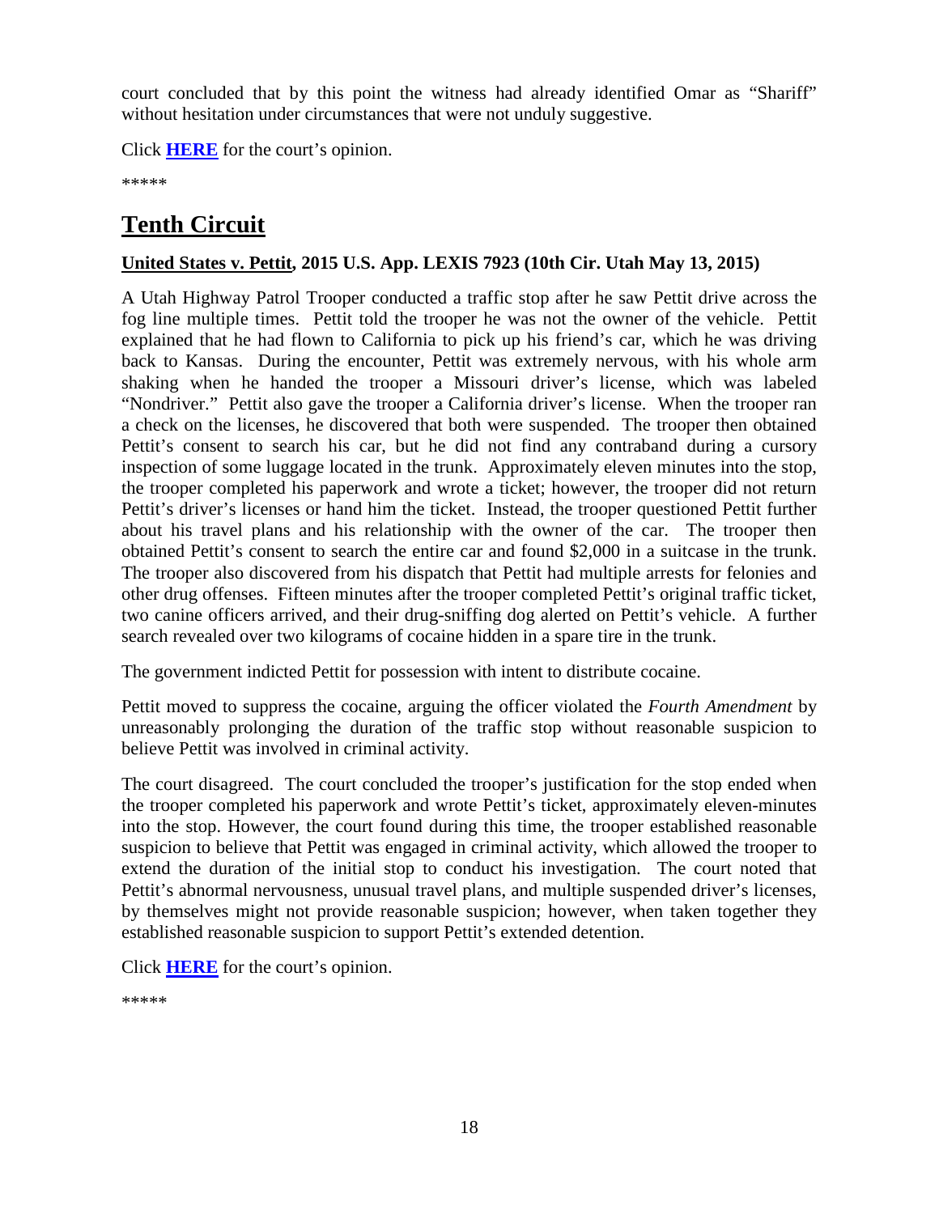court concluded that by this point the witness had already identified Omar as "Shariff" without hesitation under circumstances that were not unduly suggestive.

Click **HERE** for the court's opinion.

*****

# Tenth Circuit

**United States v. Pettit, 2015 U.S. App. LEXIS 7923 (10th Cir. Utah May 13, 2015)**

A Utah Highway Patrol Trooper conducted a traffic stop after he saw Pettit drive across the fog line multiple times. Pettit told the trooper he was not the owner of the vehicle. Pettit explained that he had flown to California to pick up his friend's car, which he was driving back to Kansas. During the encounter, Pettit was extremely nervous, with his whole arm shaking when he handed the trooper a Missouri driver's license, which was labeled "Nondriver." Pettit also gave the trooper a California driver's license. When the trooper ran a check on the licenses, he discovered that both were suspended. The trooper then obtained Pettit's consent to search his car, but he did not find any contraband during a cursory inspection of some luggage located in the trunk. Approximately eleven minutes into the stop, the trooper completed his paperwork and wrote a ticket; however, the trooper did not return Pettit's driver's licenses or hand him the ticket. Instead, the trooper questioned Pettit further about his travel plans and his relationship with the owner of the car. The trooper then obtained Pettit's consent to search the entire car and found $2,000 in a suitcase in the trunk. The trooper also discovered from his dispatch that Pettit had multiple arrests for felonies and other drug offenses. Fifteen minutes after the trooper completed Pettit's original traffic ticket, two canine officers arrived, and their drug-sniffing dog alerted on Pettit's vehicle. A further search revealed over two kilograms of cocaine hidden in a spare tire in the trunk.

The government indicted Pettit for possession with intent to distribute cocaine.

Pettit moved to suppress the cocaine, arguing the officer violated the *Fourth Amendment* by unreasonably prolonging the duration of the traffic stop without reasonable suspicion to believe Pettit was involved in criminal activity.

The court disagreed. The court concluded the trooper's justification for the stop ended when the trooper completed his paperwork and wrote Pettit's ticket, approximately eleven-minutes into the stop. However, the court found during this time, the trooper established reasonable suspicion to believe that Pettit was engaged in criminal activity, which allowed the trooper to extend the duration of the initial stop to conduct his investigation. The court noted that Pettit's abnormal nervousness, unusual travel plans, and multiple suspended driver's licenses, by themselves might not provide reasonable suspicion; however, when taken together they established reasonable suspicion to support Pettit's extended detention.

Click **HERE** for the court's opinion.

*****